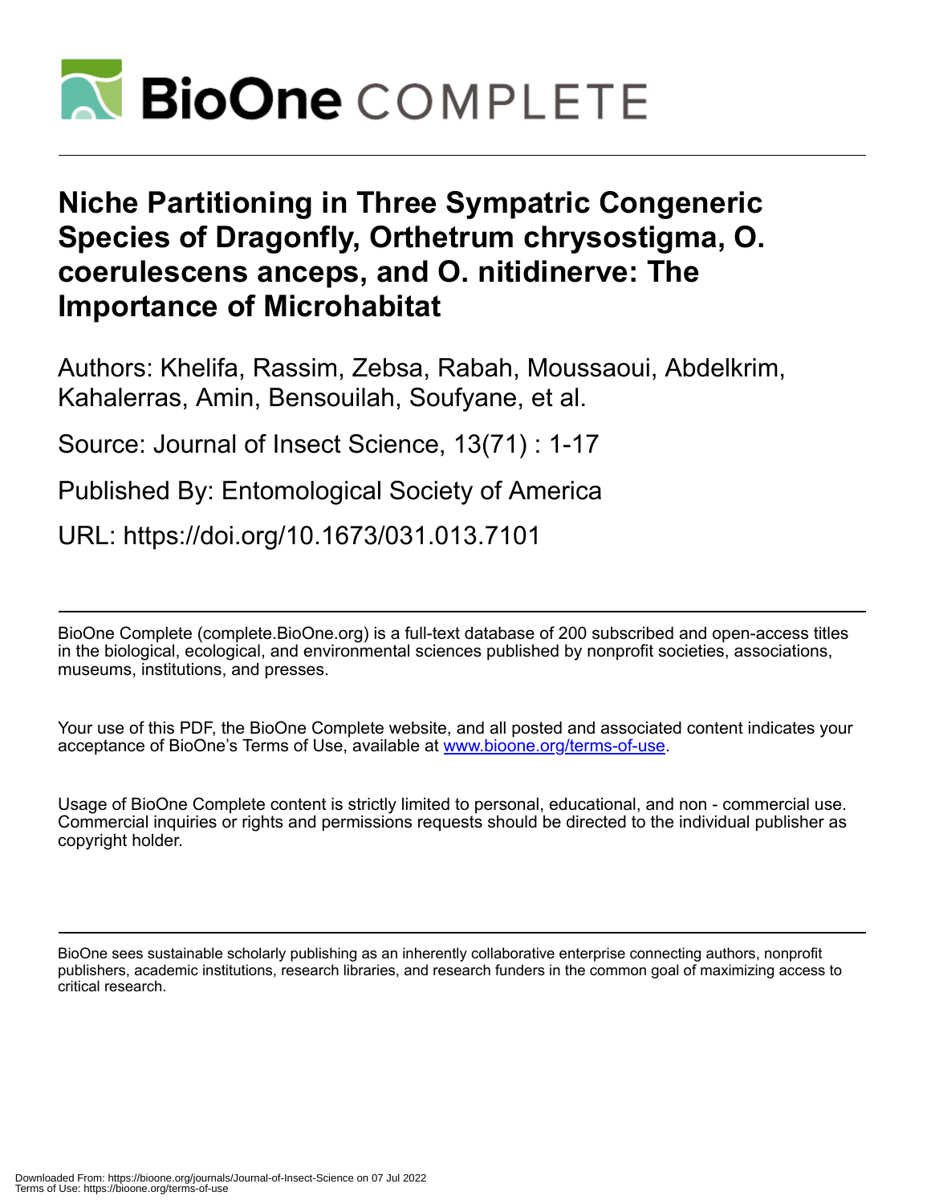# Niche Partitioning in Three Sympatric Congeneric Species of Dragonfly, Orthetrum chrysostigma, O. coerulescens anceps, and O. nitidinerve: The Importance of Microhabitat

Authors: Khelifa, Rassim, Zebsa, Rabah, Moussaoui, Abdelkrim, Kahalerras, Amin, Bensouilah, Soufyane, et al.

Source: Journal of Insect Science, 13(71) : 1-17

Published By: Entomological Society of America

URL: https://doi.org/10.1673/031.013.7101

BioOne Complete (complete.BioOne.org) is a full-text database of 200 subscribed and open-access titles in the biological, ecological, and environmental sciences published by nonprofit societies, associations, museums, institutions, and presses.

Your use of this PDF, the BioOne Complete website, and all posted and associated content indicates your acceptance of BioOne's Terms of Use, available at www.bioone.org/terms-of-use.

Usage of BioOne Complete content is strictly limited to personal, educational, and non - commercial use. Commercial inquiries or rights and permissions requests should be directed to the individual publisher as copyright holder.

BioOne sees sustainable scholarly publishing as an inherently collaborative enterprise connecting authors, nonprofit publishers, academic institutions, research libraries, and research funders in the common goal of maximizing access to critical research.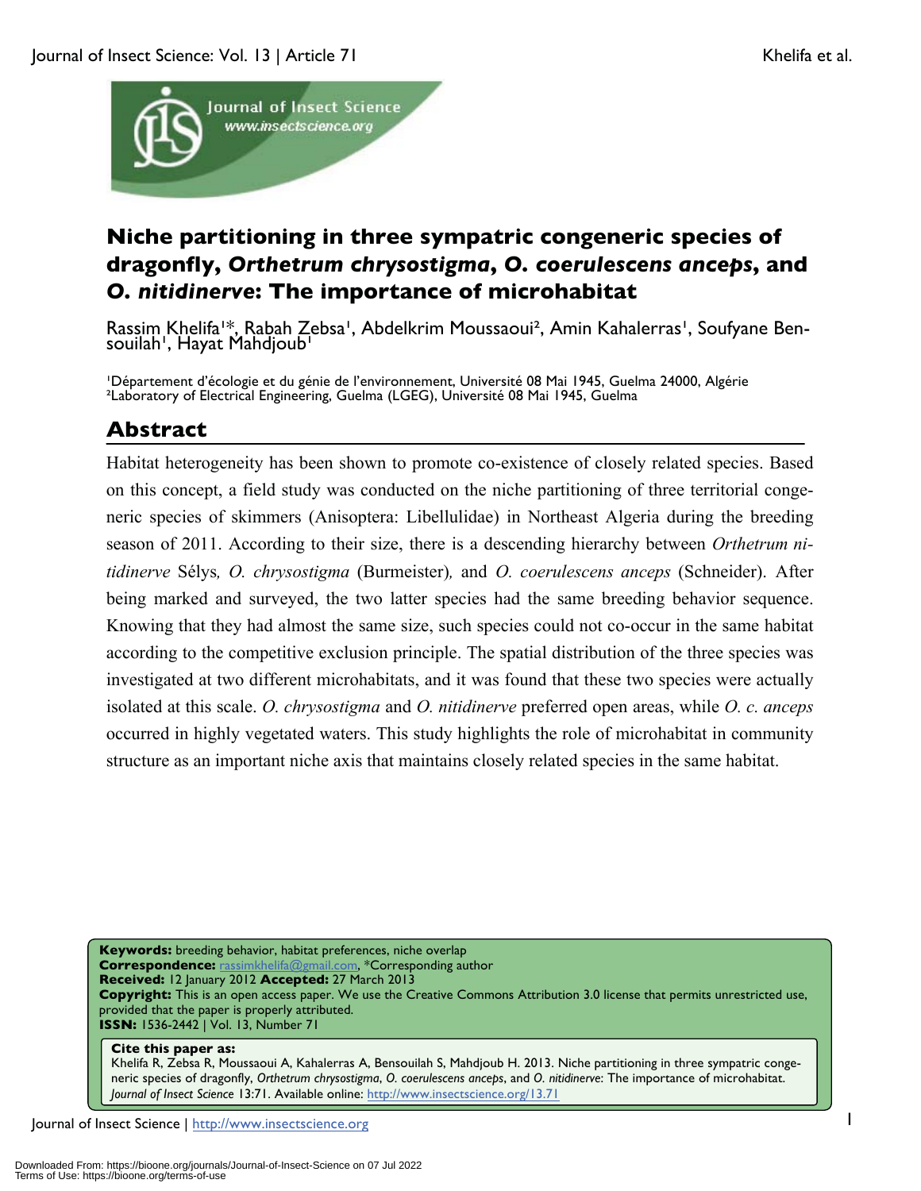# Niche partitioning in three sympatric congeneric species of dragonfly, *Orthetrum chrysostigma*, *O. coerulescens anceps*, and *O. nitidinerve*: The importance of microhabitat

Rassim Khelifa[1]*, Rabah Zebsa[1], Abdelkrim Moussaoui[2], Amin Kahalerras[1], Soufyane Bensouilah[1], Hayat Mahdjoub[1]

[1]Département d'écologie et du génie de l'environnement, Université 08 Mai 1945, Guelma 24000, Algérie
[2]Laboratory of Electrical Engineering, Guelma (LGEG), Université 08 Mai 1945, Guelma

## Abstract

Habitat heterogeneity has been shown to promote co-existence of closely related species. Based on this concept, a field study was conducted on the niche partitioning of three territorial congeneric species of skimmers (Anisoptera: Libellulidae) in Northeast Algeria during the breeding season of 2011. According to their size, there is a descending hierarchy between *Orthetrum nitidinerve* Sélys*, O. chrysostigma* (Burmeister)*,* and *O. coerulescens anceps* (Schneider). After being marked and surveyed, the two latter species had the same breeding behavior sequence. Knowing that they had almost the same size, such species could not co-occur in the same habitat according to the competitive exclusion principle. The spatial distribution of the three species was investigated at two different microhabitats, and it was found that these two species were actually isolated at this scale. *O. chrysostigma* and *O. nitidinerve* preferred open areas, while *O. c. anceps* occurred in highly vegetated waters. This study highlights the role of microhabitat in community structure as an important niche axis that maintains closely related species in the same habitat.

**Keywords:** breeding behavior, habitat preferences, niche overlap
**Correspondence:** rassimkhelifa@gmail.com, *Corresponding author
**Received:** 12 January 2012 **Accepted:** 27 March 2013
**Copyright:** This is an open access paper. We use the Creative Commons Attribution 3.0 license that permits unrestricted use, provided that the paper is properly attributed.
**ISSN:** 1536-2442 | Vol. 13, Number 71

**Cite this paper as:**
Khelifa R, Zebsa R, Moussaoui A, Kahalerras A, Bensouilah S, Mahdjoub H. 2013. Niche partitioning in three sympatric congeneric species of dragonfly, *Orthetrum chrysostigma*, *O. coerulescens anceps*, and *O. nitidinerve*: The importance of microhabitat. *Journal of Insect Science* 13:71. Available online: http://www.insectscience.org/13.71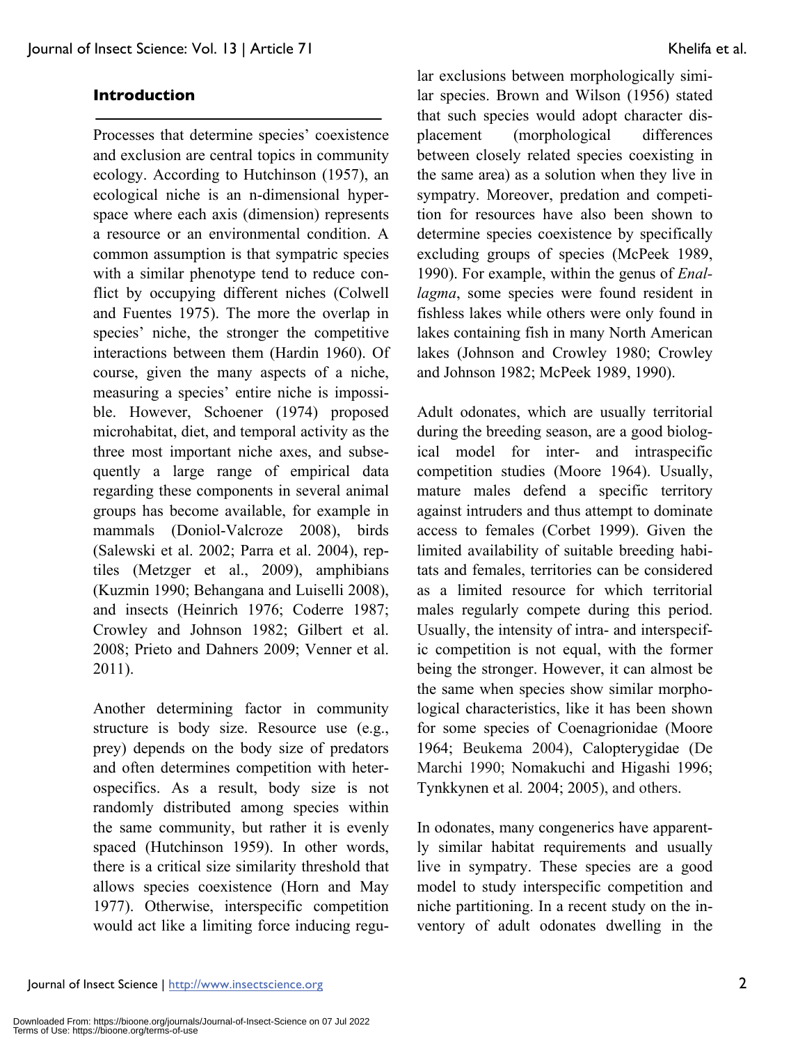## Introduction

Processes that determine species' coexistence and exclusion are central topics in community ecology. According to Hutchinson (1957), an ecological niche is an n-dimensional hyperspace where each axis (dimension) represents a resource or an environmental condition. A common assumption is that sympatric species with a similar phenotype tend to reduce conflict by occupying different niches (Colwell and Fuentes 1975). The more the overlap in species' niche, the stronger the competitive interactions between them (Hardin 1960). Of course, given the many aspects of a niche, measuring a species' entire niche is impossible. However, Schoener (1974) proposed microhabitat, diet, and temporal activity as the three most important niche axes, and subsequently a large range of empirical data regarding these components in several animal groups has become available, for example in mammals (Doniol-Valcroze 2008), birds (Salewski et al. 2002; Parra et al. 2004), reptiles (Metzger et al., 2009), amphibians (Kuzmin 1990; Behangana and Luiselli 2008), and insects (Heinrich 1976; Coderre 1987; Crowley and Johnson 1982; Gilbert et al. 2008; Prieto and Dahners 2009; Venner et al. 2011).

Another determining factor in community structure is body size. Resource use (e.g., prey) depends on the body size of predators and often determines competition with heterospecifics. As a result, body size is not randomly distributed among species within the same community, but rather it is evenly spaced (Hutchinson 1959). In other words, there is a critical size similarity threshold that allows species coexistence (Horn and May 1977). Otherwise, interspecific competition would act like a limiting force inducing regular exclusions between morphologically similar species. Brown and Wilson (1956) stated that such species would adopt character displacement (morphological differences between closely related species coexisting in the same area) as a solution when they live in sympatry. Moreover, predation and competition for resources have also been shown to determine species coexistence by specifically excluding groups of species (McPeek 1989, 1990). For example, within the genus of *Enallagma*, some species were found resident in fishless lakes while others were only found in lakes containing fish in many North American lakes (Johnson and Crowley 1980; Crowley and Johnson 1982; McPeek 1989, 1990).

Adult odonates, which are usually territorial during the breeding season, are a good biological model for inter- and intraspecific competition studies (Moore 1964). Usually, mature males defend a specific territory against intruders and thus attempt to dominate access to females (Corbet 1999). Given the limited availability of suitable breeding habitats and females, territories can be considered as a limited resource for which territorial males regularly compete during this period. Usually, the intensity of intra- and interspecific competition is not equal, with the former being the stronger. However, it can almost be the same when species show similar morphological characteristics, like it has been shown for some species of Coenagrionidae (Moore 1964; Beukema 2004), Calopterygidae (De Marchi 1990; Nomakuchi and Higashi 1996; Tynkkynen et al*.* 2004; 2005), and others.

In odonates, many congenerics have apparently similar habitat requirements and usually live in sympatry. These species are a good model to study interspecific competition and niche partitioning. In a recent study on the inventory of adult odonates dwelling in the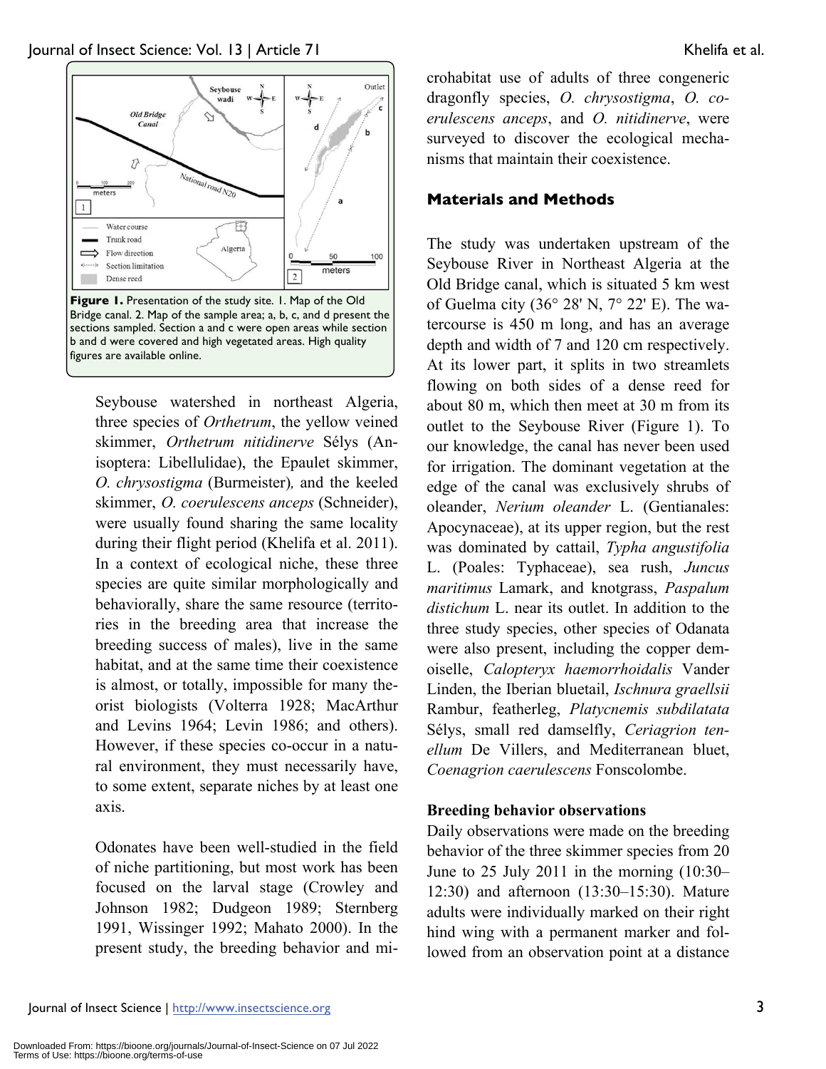Figure 1. Presentation of the study site. 1. Map of the Old Bridge canal. 2. Map of the sample area; a, b, c, and d present the sections sampled. Section a and c were open areas while section b and d were covered and high vegetated areas. High quality figures are available online.

Seybouse watershed in northeast Algeria, three species of *Orthetrum*, the yellow veined skimmer, *Orthetrum nitidinerve* Sélys (Anisoptera: Libellulidae), the Epaulet skimmer, *O. chrysostigma* (Burmeister), and the keeled skimmer, *O. coerulescens anceps* (Schneider), were usually found sharing the same locality during their flight period (Khelifa et al. 2011). In a context of ecological niche, these three species are quite similar morphologically and behaviorally, share the same resource (territories in the breeding area that increase the breeding success of males), live in the same habitat, and at the same time their coexistence is almost, or totally, impossible for many theorist biologists (Volterra 1928; MacArthur and Levins 1964; Levin 1986; and others). However, if these species co-occur in a natural environment, they must necessarily have, to some extent, separate niches by at least one axis.

Odonates have been well-studied in the field of niche partitioning, but most work has been focused on the larval stage (Crowley and Johnson 1982; Dudgeon 1989; Sternberg 1991, Wissinger 1992; Mahato 2000). In the present study, the breeding behavior and microhabitat use of adults of three congeneric dragonfly species, *O. chrysostigma*, *O. coerulescens anceps*, and *O. nitidinerve*, were surveyed to discover the ecological mechanisms that maintain their coexistence.

## Materials and Methods

The study was undertaken upstream of the Seybouse River in Northeast Algeria at the Old Bridge canal, which is situated 5 km west of Guelma city (36° 28' N, 7° 22' E). The watercourse is 450 m long, and has an average depth and width of 7 and 120 cm respectively. At its lower part, it splits in two streamlets flowing on both sides of a dense reed for about 80 m, which then meet at 30 m from its outlet to the Seybouse River (Figure 1). To our knowledge, the canal has never been used for irrigation. The dominant vegetation at the edge of the canal was exclusively shrubs of oleander, *Nerium oleander* L. (Gentianales: Apocynaceae), at its upper region, but the rest was dominated by cattail, *Typha angustifolia* L. (Poales: Typhaceae), sea rush, *Juncus maritimus* Lamark, and knotgrass, *Paspalum distichum* L. near its outlet. In addition to the three study species, other species of Odanata were also present, including the copper demoiselle, *Calopteryx haemorrhoidalis* Vander Linden, the Iberian bluetail, *Ischnura graellsii* Rambur, featherleg, *Platycnemis subdilatata* Sélys, small red damselfly, *Ceriagrion tenellum* De Villers, and Mediterranean bluet, *Coenagrion caerulescens* Fonscolombe.

### Breeding behavior observations

Daily observations were made on the breeding behavior of the three skimmer species from 20 June to 25 July 2011 in the morning (10:30–12:30) and afternoon (13:30–15:30). Mature adults were individually marked on their right hind wing with a permanent marker and followed from an observation point at a distance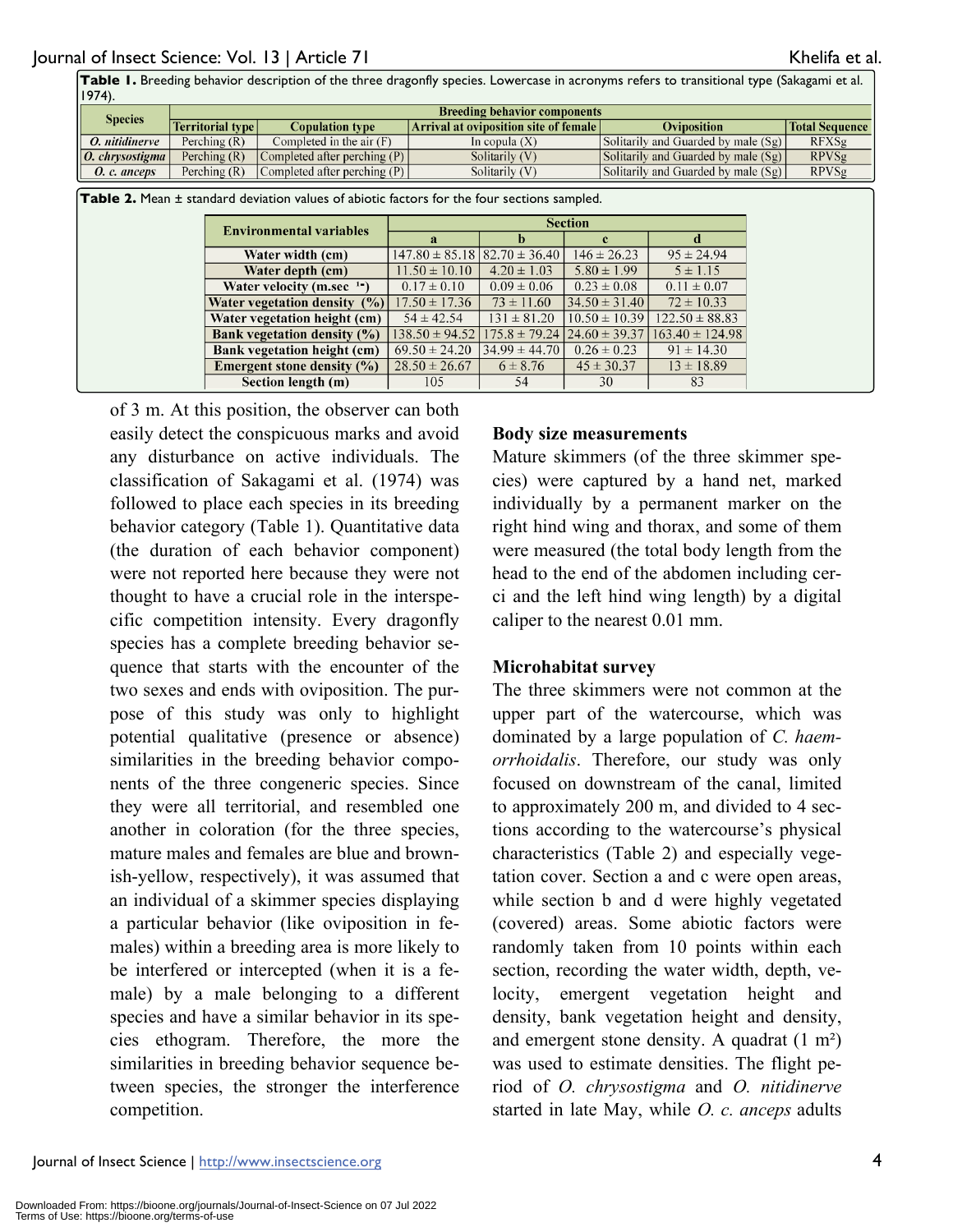**Table 1.** Breeding behavior description of the three dragonfly species. Lowercase in acronyms refers to transitional type (Sakagami et al. 1974).

| Species | Breeding behavior components | | | | |
|---|---|---|---|---|---|
| | Territorial type | Copulation type | Arrival at oviposition site of female | Oviposition | Total Sequence |
| *O. nitidinerve* | Perching (R) | Completed in the air (F) | In copula (X) | Solitarily and Guarded by male (Sg) | RFXSg |
| *O. chrysostigma* | Perching (R) | Completed after perching (P) | Solitarily (V) | Solitarily and Guarded by male (Sg) | RPVSg |
| *O. c. anceps* | Perching (R) | Completed after perching (P) | Solitarily (V) | Solitarily and Guarded by male (Sg) | RPVSg |

**Table 2.** Mean ± standard deviation values of abiotic factors for the four sections sampled.

| Environmental variables | Section | | | |
|---|---|---|---|---|
| | a | b | c | d |
| Water width (cm) | 147.80 ± 85.18 | 82.70 ± 36.40 | 146 ± 26.23 | 95 ± 24.94 |
| Water depth (cm) | 11.50 ± 10.10 | 4.20 ± 1.03 | 5.80 ± 1.99 | 5 ± 1.15 |
| Water velocity (m.sec $^{-1}$) | 0.17 ± 0.10 | 0.09 ± 0.06 | 0.23 ± 0.08 | 0.11 ± 0.07 |
| Water vegetation density (%) | 17.50 ± 17.36 | 73 ± 11.60 | 34.50 ± 31.40 | 72 ± 10.33 |
| Water vegetation height (cm) | 54 ± 42.54 | 131 ± 81.20 | 10.50 ± 10.39 | 122.50 ± 88.83 |
| Bank vegetation density (%) | 138.50 ± 94.52 | 175.8 ± 79.24 | 24.60 ± 39.37 | 163.40 ± 124.98 |
| Bank vegetation height (cm) | 69.50 ± 24.20 | 34.99 ± 44.70 | 0.26 ± 0.23 | 91 ± 14.30 |
| Emergent stone density (%) | 28.50 ± 26.67 | 6 ± 8.76 | 45 ± 30.37 | 13 ± 18.89 |
| Section length (m) | 105 | 54 | 30 | 83 |

of 3 m. At this position, the observer can both easily detect the conspicuous marks and avoid any disturbance on active individuals. The classification of Sakagami et al. (1974) was followed to place each species in its breeding behavior category (Table 1). Quantitative data (the duration of each behavior component) were not reported here because they were not thought to have a crucial role in the interspecific competition intensity. Every dragonfly species has a complete breeding behavior sequence that starts with the encounter of the two sexes and ends with oviposition. The purpose of this study was only to highlight potential qualitative (presence or absence) similarities in the breeding behavior components of the three congeneric species. Since they were all territorial, and resembled one another in coloration (for the three species, mature males and females are blue and brownish-yellow, respectively), it was assumed that an individual of a skimmer species displaying a particular behavior (like oviposition in females) within a breeding area is more likely to be interfered or intercepted (when it is a female) by a male belonging to a different species and have a similar behavior in its species ethogram. Therefore, the more the similarities in breeding behavior sequence between species, the stronger the interference competition.

### Body size measurements

Mature skimmers (of the three skimmer species) were captured by a hand net, marked individually by a permanent marker on the right hind wing and thorax, and some of them were measured (the total body length from the head to the end of the abdomen including cerci and the left hind wing length) by a digital caliper to the nearest 0.01 mm.

### Microhabitat survey

The three skimmers were not common at the upper part of the watercourse, which was dominated by a large population of *C. haemorrhoidalis*. Therefore, our study was only focused on downstream of the canal, limited to approximately 200 m, and divided to 4 sections according to the watercourse's physical characteristics (Table 2) and especially vegetation cover. Section a and c were open areas, while section b and d were highly vegetated (covered) areas. Some abiotic factors were randomly taken from 10 points within each section, recording the water width, depth, velocity, emergent vegetation height and density, bank vegetation height and density, and emergent stone density. A quadrat (1 m²) was used to estimate densities. The flight period of *O. chrysostigma* and *O. nitidinerve* started in late May, while *O. c. anceps* adults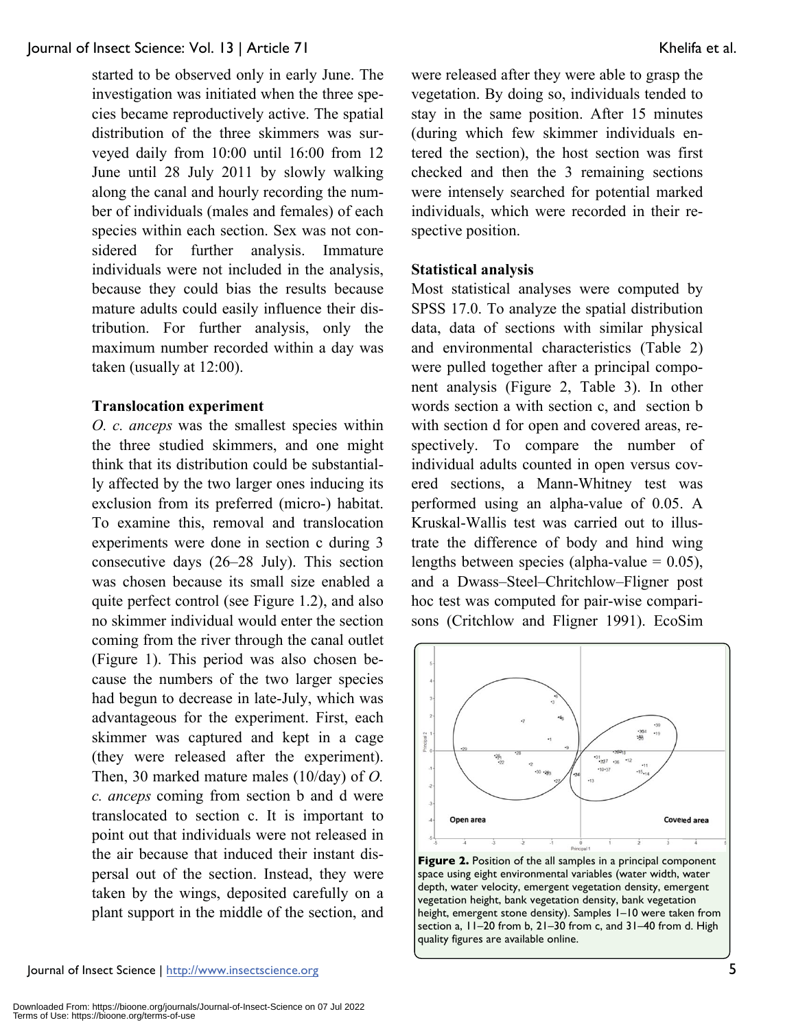started to be observed only in early June. The investigation was initiated when the three species became reproductively active. The spatial distribution of the three skimmers was surveyed daily from 10:00 until 16:00 from 12 June until 28 July 2011 by slowly walking along the canal and hourly recording the number of individuals (males and females) of each species within each section. Sex was not considered for further analysis. Immature individuals were not included in the analysis, because they could bias the results because mature adults could easily influence their distribution. For further analysis, only the maximum number recorded within a day was taken (usually at 12:00).

### Translocation experiment

*O. c. anceps* was the smallest species within the three studied skimmers, and one might think that its distribution could be substantially affected by the two larger ones inducing its exclusion from its preferred (micro-) habitat. To examine this, removal and translocation experiments were done in section c during 3 consecutive days (26–28 July). This section was chosen because its small size enabled a quite perfect control (see Figure 1.2), and also no skimmer individual would enter the section coming from the river through the canal outlet (Figure 1). This period was also chosen because the numbers of the two larger species had begun to decrease in late-July, which was advantageous for the experiment. First, each skimmer was captured and kept in a cage (they were released after the experiment). Then, 30 marked mature males (10/day) of *O. c. anceps* coming from section b and d were translocated to section c. It is important to point out that individuals were not released in the air because that induced their instant dispersal out of the section. Instead, they were taken by the wings, deposited carefully on a plant support in the middle of the section, and were released after they were able to grasp the vegetation. By doing so, individuals tended to stay in the same position. After 15 minutes (during which few skimmer individuals entered the section), the host section was first checked and then the 3 remaining sections were intensely searched for potential marked individuals, which were recorded in their respective position.

### Statistical analysis

Most statistical analyses were computed by SPSS 17.0. To analyze the spatial distribution data, data of sections with similar physical and environmental characteristics (Table 2) were pulled together after a principal component analysis (Figure 2, Table 3). In other words section a with section c, and section b with section d for open and covered areas, respectively. To compare the number of individual adults counted in open versus covered sections, a Mann-Whitney test was performed using an alpha-value of 0.05. A Kruskal-Wallis test was carried out to illustrate the difference of body and hind wing lengths between species (alpha-value = 0.05), and a Dwass–Steel–Chritchlow–Fligner post hoc test was computed for pair-wise comparisons (Critchlow and Fligner 1991). EcoSim

**Figure 2.** Position of the all samples in a principal component space using eight environmental variables (water width, water depth, water velocity, emergent vegetation density, emergent vegetation height, bank vegetation density, bank vegetation height, emergent stone density). Samples 1–10 were taken from section a, 11–20 from b, 21–30 from c, and 31–40 from d. High quality figures are available online.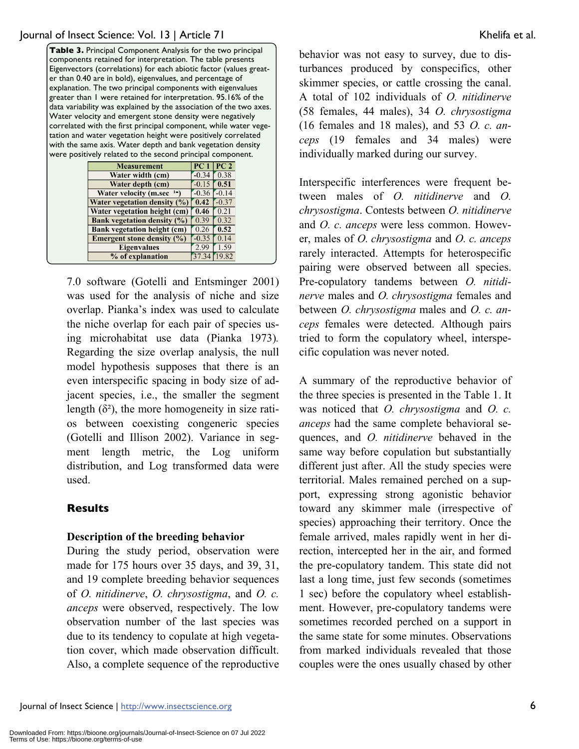**Table 3.** Principal Component Analysis for the two principal components retained for interpretation. The table presents Eigenvectors (correlations) for each abiotic factor (values greater than 0.40 are in bold), eigenvalues, and percentage of explanation. The two principal components with eigenvalues greater than 1 were retained for interpretation. 95.16% of the data variability was explained by the association of the two axes. Water velocity and emergent stone density were negatively correlated with the first principal component, while water vegetation and water vegetation height were positively correlated with the same axis. Water depth and bank vegetation density were positively related to the second principal component.

| Measurement | PC 1 | PC 2 |
|---|---|---|
| Water width (cm) | -0.34 | 0.38 |
| Water depth (cm) | -0.15 | **0.51** |
| Water velocity (m.sec $^{-1}$) | -0.36 | -0.14 |
| Water vegetation density (%) | **0.42** | -0.37 |
| Water vegetation height (cm) | **0.46** | 0.21 |
| Bank vegetation density (%) | 0.39 | 0.32 |
| Bank vegetation height (cm) | 0.26 | **0.52** |
| Emergent stone density (%) | -0.35 | 0.14 |
| Eigenvalues | 2.99 | 1.59 |
| % of explanation | 37.34 | 19.82 |

7.0 software (Gotelli and Entsminger 2001) was used for the analysis of niche and size overlap. Pianka's index was used to calculate the niche overlap for each pair of species using microhabitat use data (Pianka 1973). Regarding the size overlap analysis, the null model hypothesis supposes that there is an even interspecific spacing in body size of adjacent species, i.e., the smaller the segment length ($\delta^2$), the more homogeneity in size ratios between coexisting congeneric species (Gotelli and Illison 2002). Variance in segment length metric, the Log uniform distribution, and Log transformed data were used.

## Results

### Description of the breeding behavior

During the study period, observation were made for 175 hours over 35 days, and 39, 31, and 19 complete breeding behavior sequences of *O. nitidinerve*, *O. chrysostigma*, and *O. c. anceps* were observed, respectively. The low observation number of the last species was due to its tendency to copulate at high vegetation cover, which made observation difficult. Also, a complete sequence of the reproductive behavior was not easy to survey, due to disturbances produced by conspecifics, other skimmer species, or cattle crossing the canal. A total of 102 individuals of *O. nitidinerve* (58 females, 44 males), 34 *O. chrysostigma* (16 females and 18 males), and 53 *O. c. anceps* (19 females and 34 males) were individually marked during our survey.

Interspecific interferences were frequent between males of *O. nitidinerve* and *O. chrysostigma*. Contests between *O. nitidinerve* and *O. c. anceps* were less common. However, males of *O. chrysostigma* and *O. c. anceps* rarely interacted. Attempts for heterospecific pairing were observed between all species. Pre-copulatory tandems between *O. nitidinerve* males and *O. chrysostigma* females and between *O. chrysostigma* males and *O. c. anceps* females were detected. Although pairs tried to form the copulatory wheel, interspecific copulation was never noted.

A summary of the reproductive behavior of the three species is presented in the Table 1. It was noticed that *O. chrysostigma* and *O. c. anceps* had the same complete behavioral sequences, and *O. nitidinerve* behaved in the same way before copulation but substantially different just after. All the study species were territorial. Males remained perched on a support, expressing strong agonistic behavior toward any skimmer male (irrespective of species) approaching their territory. Once the female arrived, males rapidly went in her direction, intercepted her in the air, and formed the pre-copulatory tandem. This state did not last a long time, just few seconds (sometimes 1 sec) before the copulatory wheel establishment. However, pre-copulatory tandems were sometimes recorded perched on a support in the same state for some minutes. Observations from marked individuals revealed that those couples were the ones usually chased by other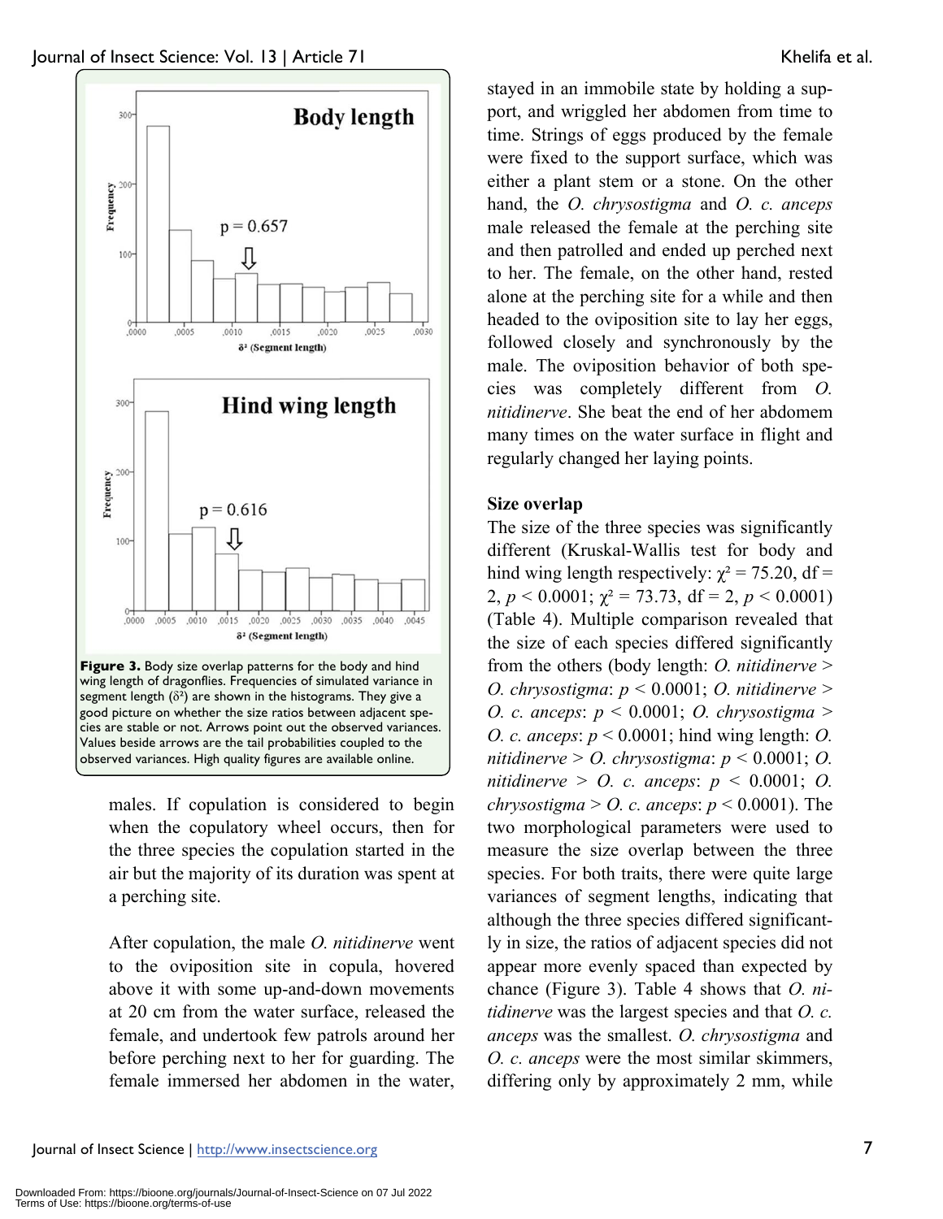**Figure 3.** Body size overlap patterns for the body and hind wing length of dragonflies. Frequencies of simulated variance in segment length ($\delta^2$) are shown in the histograms. They give a good picture on whether the size ratios between adjacent species are stable or not. Arrows point out the observed variances. Values beside arrows are the tail probabilities coupled to the observed variances. High quality figures are available online.

males. If copulation is considered to begin when the copulatory wheel occurs, then for the three species the copulation started in the air but the majority of its duration was spent at a perching site.

After copulation, the male *O. nitidinerve* went to the oviposition site in copula, hovered above it with some up-and-down movements at 20 cm from the water surface, released the female, and undertook few patrols around her before perching next to her for guarding. The female immersed her abdomen in the water, stayed in an immobile state by holding a support, and wriggled her abdomen from time to time. Strings of eggs produced by the female were fixed to the support surface, which was either a plant stem or a stone. On the other hand, the *O. chrysostigma* and *O. c. anceps* male released the female at the perching site and then patrolled and ended up perched next to her. The female, on the other hand, rested alone at the perching site for a while and then headed to the oviposition site to lay her eggs, followed closely and synchronously by the male. The oviposition behavior of both species was completely different from *O. nitidinerve*. She beat the end of her abdomem many times on the water surface in flight and regularly changed her laying points.

### Size overlap

The size of the three species was significantly different (Kruskal-Wallis test for body and hind wing length respectively: $\chi^2 = 75.20$, df = 2, $p < 0.0001$; $\chi^2 = 73.73$, df = 2, $p < 0.0001$) (Table 4). Multiple comparison revealed that the size of each species differed significantly from the others (body length: *O. nitidinerve* > *O. chrysostigma*: $p < 0.0001$; *O. nitidinerve* > *O. c. anceps*: $p < 0.0001$; *O. chrysostigma* > *O. c. anceps*: $p < 0.0001$; hind wing length: *O. nitidinerve* > *O. chrysostigma*: $p < 0.0001$; *O. nitidinerve* > *O. c. anceps*: $p < 0.0001$; *O. chrysostigma* > *O. c. anceps*: $p < 0.0001$). The two morphological parameters were used to measure the size overlap between the three species. For both traits, there were quite large variances of segment lengths, indicating that although the three species differed significantly in size, the ratios of adjacent species did not appear more evenly spaced than expected by chance (Figure 3). Table 4 shows that *O. nitidinerve* was the largest species and that *O. c. anceps* was the smallest. *O. chrysostigma* and *O. c. anceps* were the most similar skimmers, differing only by approximately 2 mm, while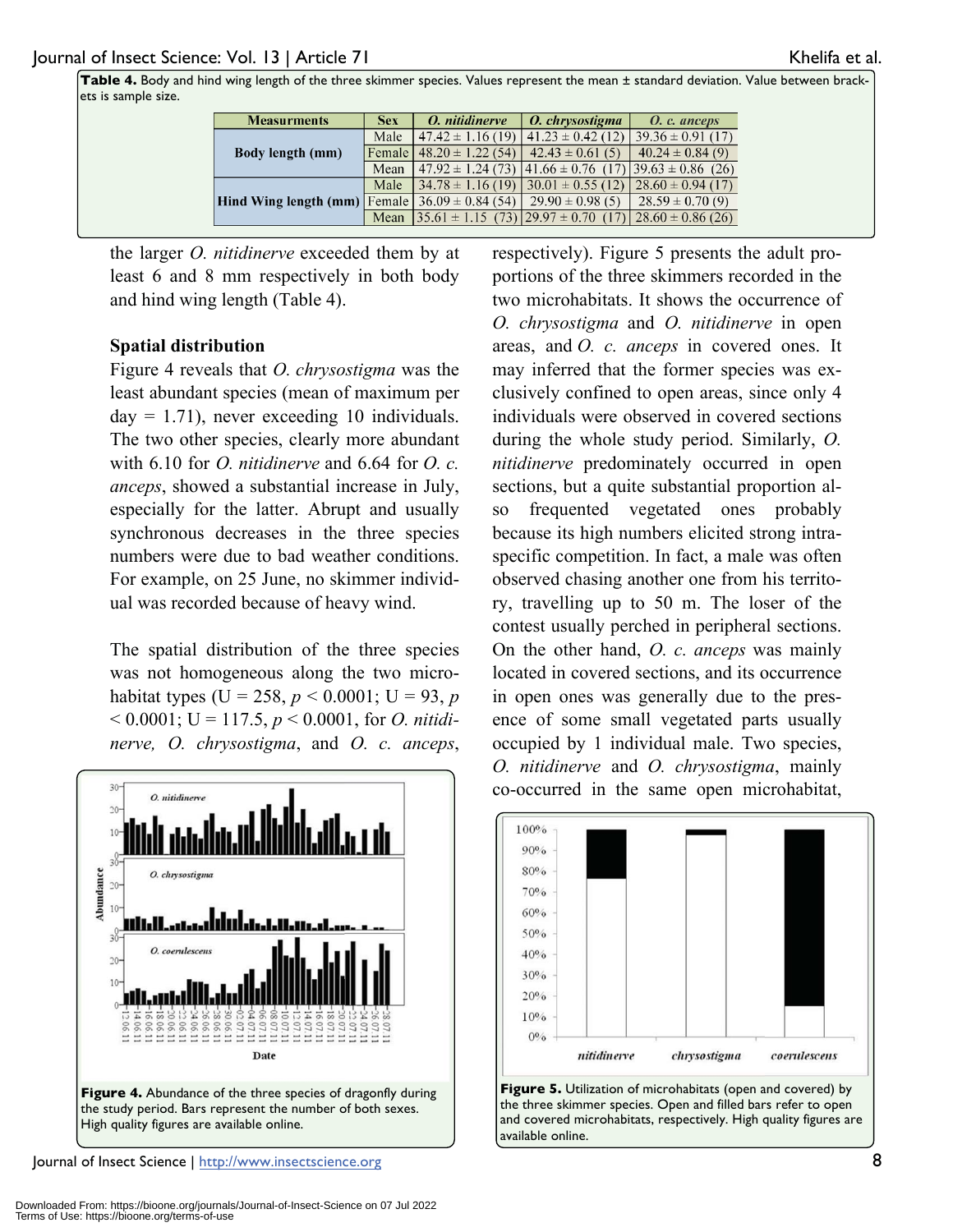**Table 4.** Body and hind wing length of the three skimmer species. Values represent the mean ± standard deviation. Value between brackets is sample size.

| Measurments | Sex | *O. nitidinerve* | *O. chrysostigma* | *O. c. anceps* |
|---|---|---|---|---|
| Body length (mm) | Male | 47.42 ± 1.16 (19) | 41.23 ± 0.42 (12) | 39.36 ± 0.91 (17) |
| | Female | 48.20 ± 1.22 (54) | 42.43 ± 0.61 (5) | 40.24 ± 0.84 (9) |
| | Mean | 47.92 ± 1.24 (73) | 41.66 ± 0.76 (17) | 39.63 ± 0.86 (26) |
| Hind Wing length (mm) | Male | 34.78 ± 1.16 (19) | 30.01 ± 0.55 (12) | 28.60 ± 0.94 (17) |
| | Female | 36.09 ± 0.84 (54) | 29.90 ± 0.98 (5) | 28.59 ± 0.70 (9) |
| | Mean | 35.61 ± 1.15 (73) | 29.97 ± 0.70 (17) | 28.60 ± 0.86 (26) |

the larger *O. nitidinerve* exceeded them by at least 6 and 8 mm respectively in both body and hind wing length (Table 4).

**Spatial distribution**

Figure 4 reveals that *O. chrysostigma* was the least abundant species (mean of maximum per day = 1.71), never exceeding 10 individuals. The two other species, clearly more abundant with 6.10 for *O. nitidinerve* and 6.64 for *O. c. anceps*, showed a substantial increase in July, especially for the latter. Abrupt and usually synchronous decreases in the three species numbers were due to bad weather conditions. For example, on 25 June, no skimmer individual was recorded because of heavy wind.

The spatial distribution of the three species was not homogeneous along the two microhabitat types (U = 258, $p < 0.0001$; U = 93, $p < 0.0001$; U = 117.5, $p < 0.0001$, for *O. nitidinerve, O. chrysostigma*, and *O. c. anceps*, respectively). Figure 5 presents the adult proportions of the three skimmers recorded in the two microhabitats. It shows the occurrence of *O. chrysostigma* and *O. nitidinerve* in open areas, and *O. c. anceps* in covered ones. It may inferred that the former species was exclusively confined to open areas, since only 4 individuals were observed in covered sections during the whole study period. Similarly, *O. nitidinerve* predominately occurred in open sections, but a quite substantial proportion also frequented vegetated ones probably because its high numbers elicited strong intraspecific competition. In fact, a male was often observed chasing another one from his territory, travelling up to 50 m. The loser of the contest usually perched in peripheral sections. On the other hand, *O. c. anceps* was mainly located in covered sections, and its occurrence in open ones was generally due to the presence of some small vegetated parts usually occupied by 1 individual male. Two species, *O. nitidinerve* and *O. chrysostigma*, mainly co-occurred in the same open microhabitat,

**Figure 4.** Abundance of the three species of dragonfly during the study period. Bars represent the number of both sexes. High quality figures are available online.

**Figure 5.** Utilization of microhabitats (open and covered) by the three skimmer species. Open and filled bars refer to open and covered microhabitats, respectively. High quality figures are available online.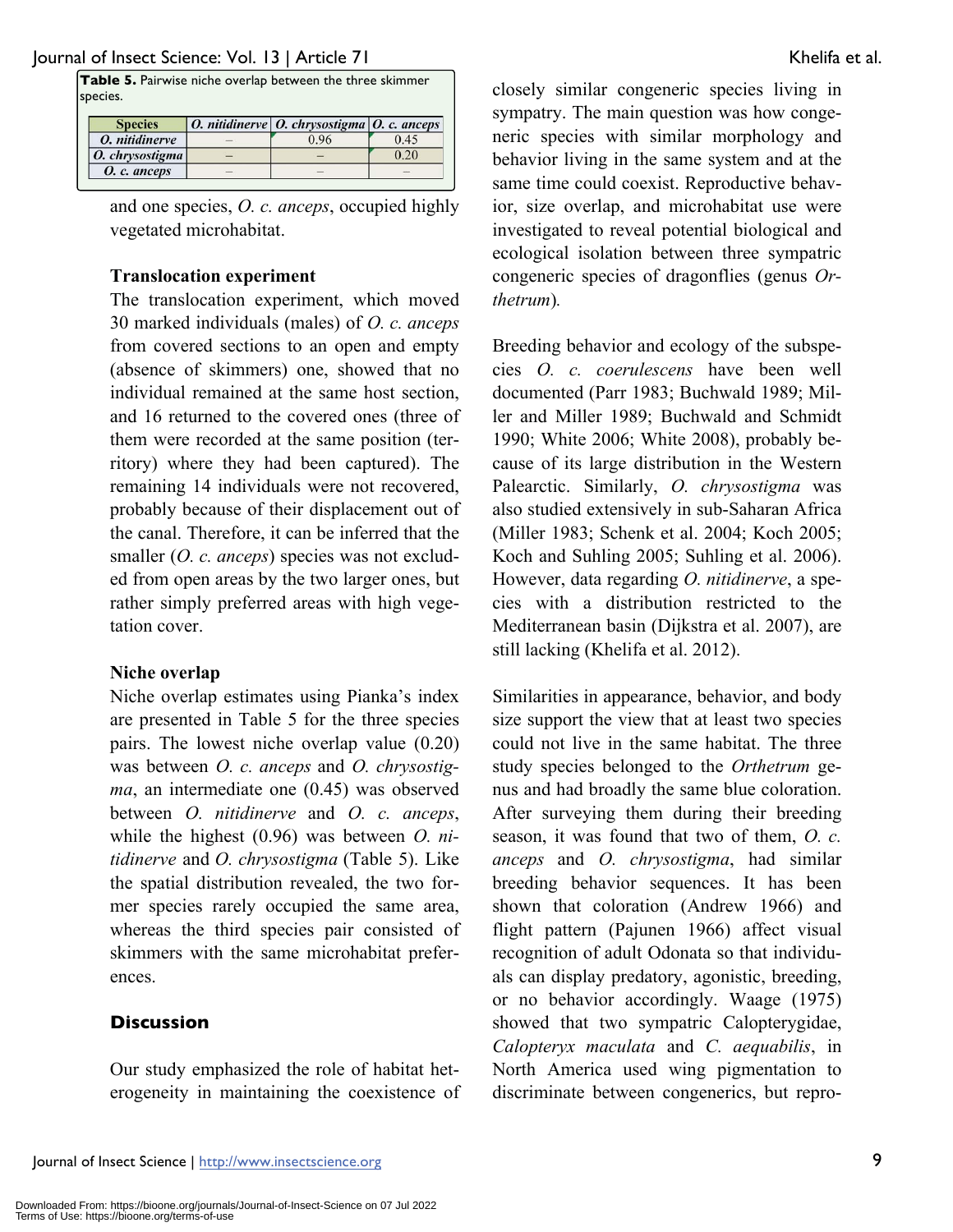**Table 5.** Pairwise niche overlap between the three skimmer species.

| Species | *O. nitidinerve* | *O. chrysostigma* | *O. c. anceps* |
|---|---|---|---|
| *O. nitidinerve* | – | 0.96 | 0.45 |
| *O. chrysostigma* | – | – | 0.20 |
| *O. c. anceps* | – | – | – |

and one species, *O. c. anceps*, occupied highly vegetated microhabitat.

### Translocation experiment

The translocation experiment, which moved 30 marked individuals (males) of *O. c. anceps* from covered sections to an open and empty (absence of skimmers) one, showed that no individual remained at the same host section, and 16 returned to the covered ones (three of them were recorded at the same position (territory) where they had been captured). The remaining 14 individuals were not recovered, probably because of their displacement out of the canal. Therefore, it can be inferred that the smaller (*O. c. anceps*) species was not excluded from open areas by the two larger ones, but rather simply preferred areas with high vegetation cover.

### Niche overlap

Niche overlap estimates using Pianka's index are presented in Table 5 for the three species pairs. The lowest niche overlap value (0.20) was between *O. c. anceps* and *O. chrysostigma*, an intermediate one (0.45) was observed between *O. nitidinerve* and *O. c. anceps*, while the highest (0.96) was between *O. nitidinerve* and *O. chrysostigma* (Table 5). Like the spatial distribution revealed, the two former species rarely occupied the same area, whereas the third species pair consisted of skimmers with the same microhabitat preferences.

## Discussion

Our study emphasized the role of habitat heterogeneity in maintaining the coexistence of closely similar congeneric species living in sympatry. The main question was how congeneric species with similar morphology and behavior living in the same system and at the same time could coexist. Reproductive behavior, size overlap, and microhabitat use were investigated to reveal potential biological and ecological isolation between three sympatric congeneric species of dragonflies (genus *Orthetrum*).

Breeding behavior and ecology of the subspecies *O. c. coerulescens* have been well documented (Parr 1983; Buchwald 1989; Miller and Miller 1989; Buchwald and Schmidt 1990; White 2006; White 2008), probably because of its large distribution in the Western Palearctic. Similarly, *O. chrysostigma* was also studied extensively in sub-Saharan Africa (Miller 1983; Schenk et al. 2004; Koch 2005; Koch and Suhling 2005; Suhling et al. 2006). However, data regarding *O. nitidinerve*, a species with a distribution restricted to the Mediterranean basin (Dijkstra et al. 2007), are still lacking (Khelifa et al. 2012).

Similarities in appearance, behavior, and body size support the view that at least two species could not live in the same habitat. The three study species belonged to the *Orthetrum* genus and had broadly the same blue coloration. After surveying them during their breeding season, it was found that two of them, *O. c. anceps* and *O. chrysostigma*, had similar breeding behavior sequences. It has been shown that coloration (Andrew 1966) and flight pattern (Pajunen 1966) affect visual recognition of adult Odonata so that individuals can display predatory, agonistic, breeding, or no behavior accordingly. Waage (1975) showed that two sympatric Calopterygidae, *Calopteryx maculata* and *C. aequabilis*, in North America used wing pigmentation to discriminate between congenerics, but repro-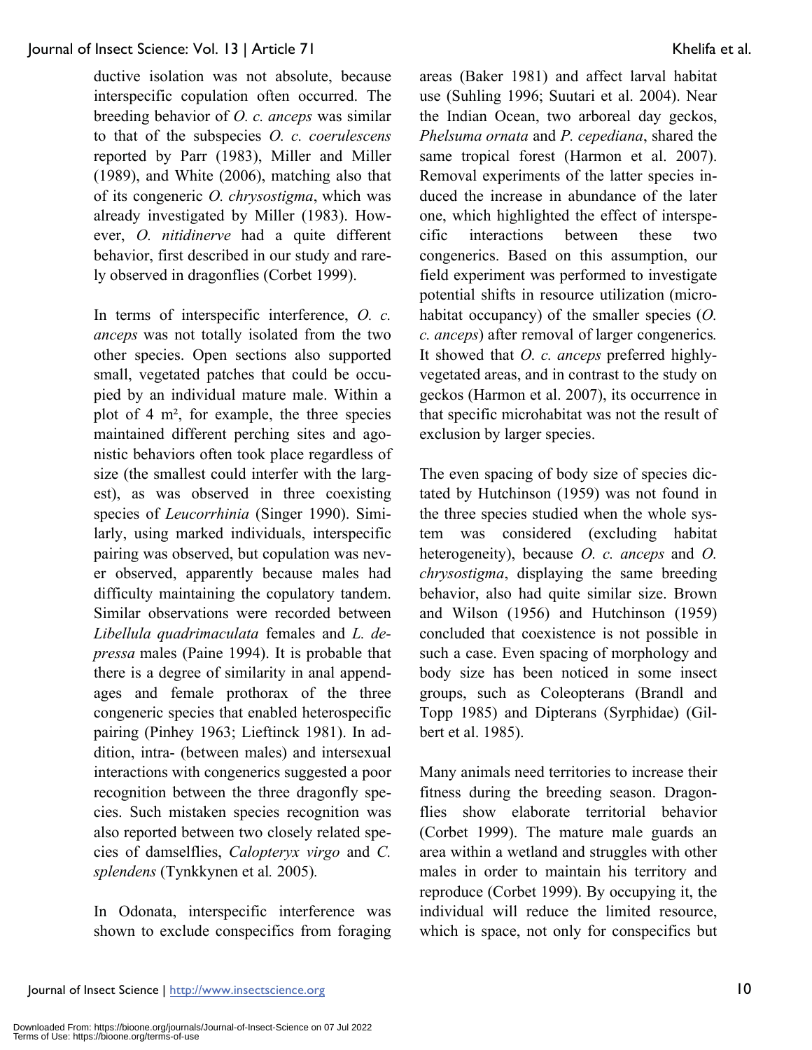ductive isolation was not absolute, because interspecific copulation often occurred. The breeding behavior of *O. c. anceps* was similar to that of the subspecies *O. c. coerulescens* reported by Parr (1983), Miller and Miller (1989), and White (2006), matching also that of its congeneric *O. chrysostigma*, which was already investigated by Miller (1983). However, *O. nitidinerve* had a quite different behavior, first described in our study and rarely observed in dragonflies (Corbet 1999).

In terms of interspecific interference, *O. c. anceps* was not totally isolated from the two other species. Open sections also supported small, vegetated patches that could be occupied by an individual mature male. Within a plot of 4 m², for example, the three species maintained different perching sites and agonistic behaviors often took place regardless of size (the smallest could interfer with the largest), as was observed in three coexisting species of *Leucorrhinia* (Singer 1990). Similarly, using marked individuals, interspecific pairing was observed, but copulation was never observed, apparently because males had difficulty maintaining the copulatory tandem. Similar observations were recorded between *Libellula quadrimaculata* females and *L. depressa* males (Paine 1994). It is probable that there is a degree of similarity in anal appendages and female prothorax of the three congeneric species that enabled heterospecific pairing (Pinhey 1963; Lieftinck 1981). In addition, intra- (between males) and intersexual interactions with congenerics suggested a poor recognition between the three dragonfly species. Such mistaken species recognition was also reported between two closely related species of damselflies, *Calopteryx virgo* and *C. splendens* (Tynkkynen et al*.* 2005)*.*

In Odonata, interspecific interference was shown to exclude conspecifics from foraging areas (Baker 1981) and affect larval habitat use (Suhling 1996; Suutari et al. 2004). Near the Indian Ocean, two arboreal day geckos, *Phelsuma ornata* and *P. cepediana*, shared the same tropical forest (Harmon et al. 2007). Removal experiments of the latter species induced the increase in abundance of the later one, which highlighted the effect of interspecific interactions between these two congenerics. Based on this assumption, our field experiment was performed to investigate potential shifts in resource utilization (microhabitat occupancy) of the smaller species (*O. c. anceps*) after removal of larger congenerics*.* It showed that *O. c. anceps* preferred highly-vegetated areas, and in contrast to the study on geckos (Harmon et al. 2007), its occurrence in that specific microhabitat was not the result of exclusion by larger species.

The even spacing of body size of species dictated by Hutchinson (1959) was not found in the three species studied when the whole system was considered (excluding habitat heterogeneity), because *O. c. anceps* and *O. chrysostigma*, displaying the same breeding behavior, also had quite similar size. Brown and Wilson (1956) and Hutchinson (1959) concluded that coexistence is not possible in such a case. Even spacing of morphology and body size has been noticed in some insect groups, such as Coleopterans (Brandl and Topp 1985) and Dipterans (Syrphidae) (Gilbert et al. 1985).

Many animals need territories to increase their fitness during the breeding season. Dragonflies show elaborate territorial behavior (Corbet 1999). The mature male guards an area within a wetland and struggles with other males in order to maintain his territory and reproduce (Corbet 1999). By occupying it, the individual will reduce the limited resource, which is space, not only for conspecifics but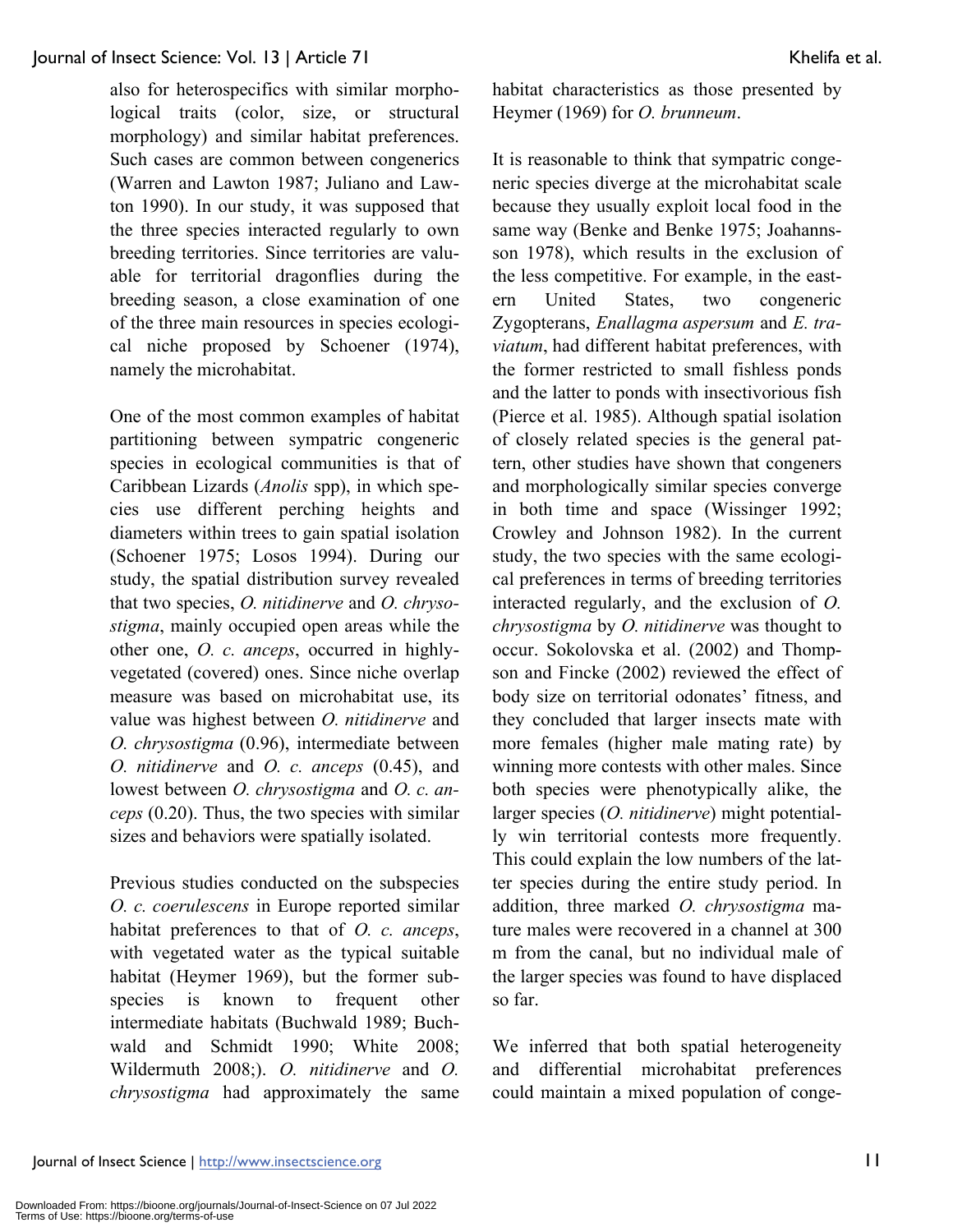also for heterospecifics with similar morphological traits (color, size, or structural morphology) and similar habitat preferences. Such cases are common between congenerics (Warren and Lawton 1987; Juliano and Lawton 1990). In our study, it was supposed that the three species interacted regularly to own breeding territories. Since territories are valuable for territorial dragonflies during the breeding season, a close examination of one of the three main resources in species ecological niche proposed by Schoener (1974), namely the microhabitat.

One of the most common examples of habitat partitioning between sympatric congeneric species in ecological communities is that of Caribbean Lizards (*Anolis* spp), in which species use different perching heights and diameters within trees to gain spatial isolation (Schoener 1975; Losos 1994). During our study, the spatial distribution survey revealed that two species, *O. nitidinerve* and *O. chrysostigma*, mainly occupied open areas while the other one, *O. c. anceps*, occurred in highly-vegetated (covered) ones. Since niche overlap measure was based on microhabitat use, its value was highest between *O. nitidinerve* and *O. chrysostigma* (0.96), intermediate between *O. nitidinerve* and *O. c. anceps* (0.45), and lowest between *O. chrysostigma* and *O. c. anceps* (0.20). Thus, the two species with similar sizes and behaviors were spatially isolated.

Previous studies conducted on the subspecies *O. c. coerulescens* in Europe reported similar habitat preferences to that of *O. c. anceps*, with vegetated water as the typical suitable habitat (Heymer 1969), but the former subspecies is known to frequent other intermediate habitats (Buchwald 1989; Buchwald and Schmidt 1990; White 2008; Wildermuth 2008;). *O. nitidinerve* and *O. chrysostigma* had approximately the same habitat characteristics as those presented by Heymer (1969) for *O. brunneum*.

It is reasonable to think that sympatric congeneric species diverge at the microhabitat scale because they usually exploit local food in the same way (Benke and Benke 1975; Joahannsson 1978), which results in the exclusion of the less competitive. For example, in the eastern United States, two congeneric Zygopterans, *Enallagma aspersum* and *E. traviatum*, had different habitat preferences, with the former restricted to small fishless ponds and the latter to ponds with insectivorious fish (Pierce et al. 1985). Although spatial isolation of closely related species is the general pattern, other studies have shown that congeners and morphologically similar species converge in both time and space (Wissinger 1992; Crowley and Johnson 1982). In the current study, the two species with the same ecological preferences in terms of breeding territories interacted regularly, and the exclusion of *O. chrysostigma* by *O. nitidinerve* was thought to occur. Sokolovska et al. (2002) and Thompson and Fincke (2002) reviewed the effect of body size on territorial odonates' fitness, and they concluded that larger insects mate with more females (higher male mating rate) by winning more contests with other males. Since both species were phenotypically alike, the larger species (*O. nitidinerve*) might potentially win territorial contests more frequently. This could explain the low numbers of the latter species during the entire study period. In addition, three marked *O. chrysostigma* mature males were recovered in a channel at 300 m from the canal, but no individual male of the larger species was found to have displaced so far.

We inferred that both spatial heterogeneity and differential microhabitat preferences could maintain a mixed population of conge-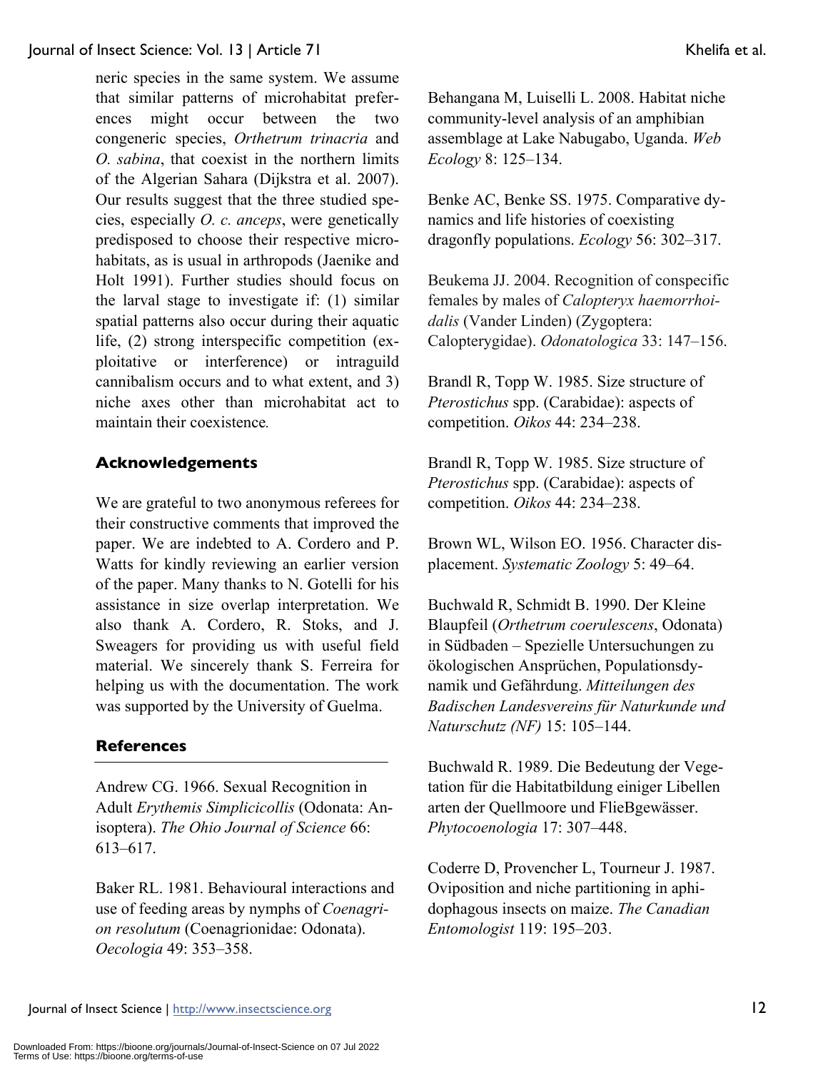neric species in the same system. We assume that similar patterns of microhabitat preferences might occur between the two congeneric species, *Orthetrum trinacria* and *O. sabina*, that coexist in the northern limits of the Algerian Sahara (Dijkstra et al. 2007). Our results suggest that the three studied species, especially *O. c. anceps*, were genetically predisposed to choose their respective microhabitats, as is usual in arthropods (Jaenike and Holt 1991). Further studies should focus on the larval stage to investigate if: (1) similar spatial patterns also occur during their aquatic life, (2) strong interspecific competition (exploitative or interference) or intraguild cannibalism occurs and to what extent, and 3) niche axes other than microhabitat act to maintain their coexistence.

## Acknowledgements

We are grateful to two anonymous referees for their constructive comments that improved the paper. We are indebted to A. Cordero and P. Watts for kindly reviewing an earlier version of the paper. Many thanks to N. Gotelli for his assistance in size overlap interpretation. We also thank A. Cordero, R. Stoks, and J. Sweagers for providing us with useful field material. We sincerely thank S. Ferreira for helping us with the documentation. The work was supported by the University of Guelma.

## References

Andrew CG. 1966. Sexual Recognition in Adult *Erythemis Simplicicollis* (Odonata: Anisoptera). *The Ohio Journal of Science* 66: 613–617.

Baker RL. 1981. Behavioural interactions and use of feeding areas by nymphs of *Coenagrion resolutum* (Coenagrionidae: Odonata). *Oecologia* 49: 353–358.

Behangana M, Luiselli L. 2008. Habitat niche community-level analysis of an amphibian assemblage at Lake Nabugabo, Uganda. *Web Ecology* 8: 125–134.

Benke AC, Benke SS. 1975. Comparative dynamics and life histories of coexisting dragonfly populations. *Ecology* 56: 302–317.

Beukema JJ. 2004. Recognition of conspecific females by males of *Calopteryx haemorrhoidalis* (Vander Linden) (Zygoptera: Calopterygidae). *Odonatologica* 33: 147–156.

Brandl R, Topp W. 1985. Size structure of *Pterostichus* spp. (Carabidae): aspects of competition. *Oikos* 44: 234–238.

Brandl R, Topp W. 1985. Size structure of *Pterostichus* spp. (Carabidae): aspects of competition. *Oikos* 44: 234–238.

Brown WL, Wilson EO. 1956. Character displacement. *Systematic Zoology* 5: 49–64.

Buchwald R, Schmidt B. 1990. Der Kleine Blaupfeil (*Orthetrum coerulescens*, Odonata) in Südbaden – Spezielle Untersuchungen zu ökologischen Ansprüchen, Populationsdynamik und Gefährdung. *Mitteilungen des Badischen Landesvereins für Naturkunde und Naturschutz (NF)* 15: 105–144.

Buchwald R. 1989. Die Bedeutung der Vegetation für die Habitatbildung einiger Libellen arten der Quellmoore und FlieBgewässer. *Phytocoenologia* 17: 307–448.

Coderre D, Provencher L, Tourneur J. 1987. Oviposition and niche partitioning in aphidophagous insects on maize. *The Canadian Entomologist* 119: 195–203.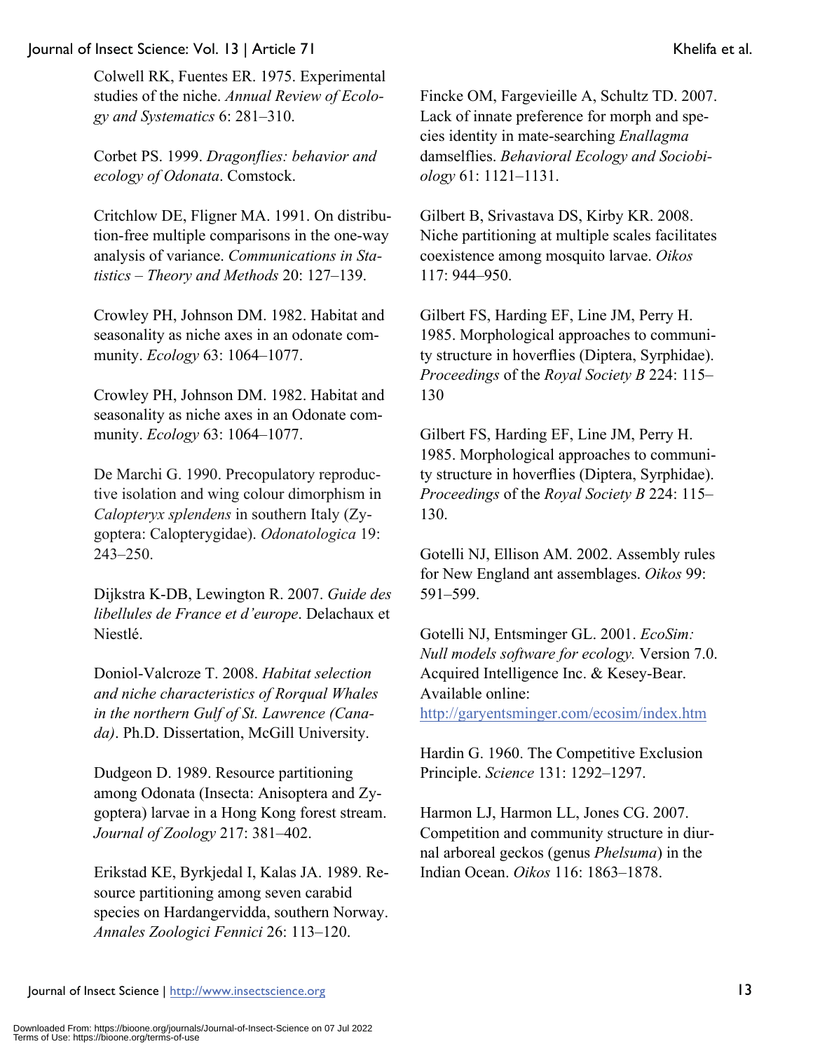Colwell RK, Fuentes ER. 1975. Experimental studies of the niche. *Annual Review of Ecology and Systematics* 6: 281–310.

Corbet PS. 1999. *Dragonflies: behavior and ecology of Odonata*. Comstock.

Critchlow DE, Fligner MA. 1991. On distribution-free multiple comparisons in the one-way analysis of variance. *Communications in Statistics – Theory and Methods* 20: 127–139.

Crowley PH, Johnson DM. 1982. Habitat and seasonality as niche axes in an odonate community. *Ecology* 63: 1064–1077.

Crowley PH, Johnson DM. 1982. Habitat and seasonality as niche axes in an Odonate community. *Ecology* 63: 1064–1077.

De Marchi G. 1990. Precopulatory reproductive isolation and wing colour dimorphism in *Calopteryx splendens* in southern Italy (Zygoptera: Calopterygidae). *Odonatologica* 19: 243–250.

Dijkstra K-DB, Lewington R. 2007. *Guide des libellules de France et d'europe*. Delachaux et Niestlé.

Doniol-Valcroze T. 2008. *Habitat selection and niche characteristics of Rorqual Whales in the northern Gulf of St. Lawrence (Canada)*. Ph.D. Dissertation, McGill University.

Dudgeon D. 1989. Resource partitioning among Odonata (Insecta: Anisoptera and Zygoptera) larvae in a Hong Kong forest stream. *Journal of Zoology* 217: 381–402.

Erikstad KE, Byrkjedal I, Kalas JA. 1989. Resource partitioning among seven carabid species on Hardangervidda, southern Norway. *Annales Zoologici Fennici* 26: 113–120.

Fincke OM, Fargevieille A, Schultz TD. 2007. Lack of innate preference for morph and species identity in mate-searching *Enallagma* damselflies. *Behavioral Ecology and Sociobiology* 61: 1121–1131.

Gilbert B, Srivastava DS, Kirby KR. 2008. Niche partitioning at multiple scales facilitates coexistence among mosquito larvae. *Oikos* 117: 944–950.

Gilbert FS, Harding EF, Line JM, Perry H. 1985. Morphological approaches to community structure in hoverflies (Diptera, Syrphidae). *Proceedings* of the *Royal Society B* 224: 115–130

Gilbert FS, Harding EF, Line JM, Perry H. 1985. Morphological approaches to community structure in hoverflies (Diptera, Syrphidae). *Proceedings* of the *Royal Society B* 224: 115–130.

Gotelli NJ, Ellison AM. 2002. Assembly rules for New England ant assemblages. *Oikos* 99: 591–599.

Gotelli NJ, Entsminger GL. 2001. *EcoSim: Null models software for ecology.* Version 7.0. Acquired Intelligence Inc. & Kesey-Bear. Available online: http://garyentsminger.com/ecosim/index.htm

Hardin G. 1960. The Competitive Exclusion Principle. *Science* 131: 1292–1297.

Harmon LJ, Harmon LL, Jones CG. 2007. Competition and community structure in diurnal arboreal geckos (genus *Phelsuma*) in the Indian Ocean. *Oikos* 116: 1863–1878.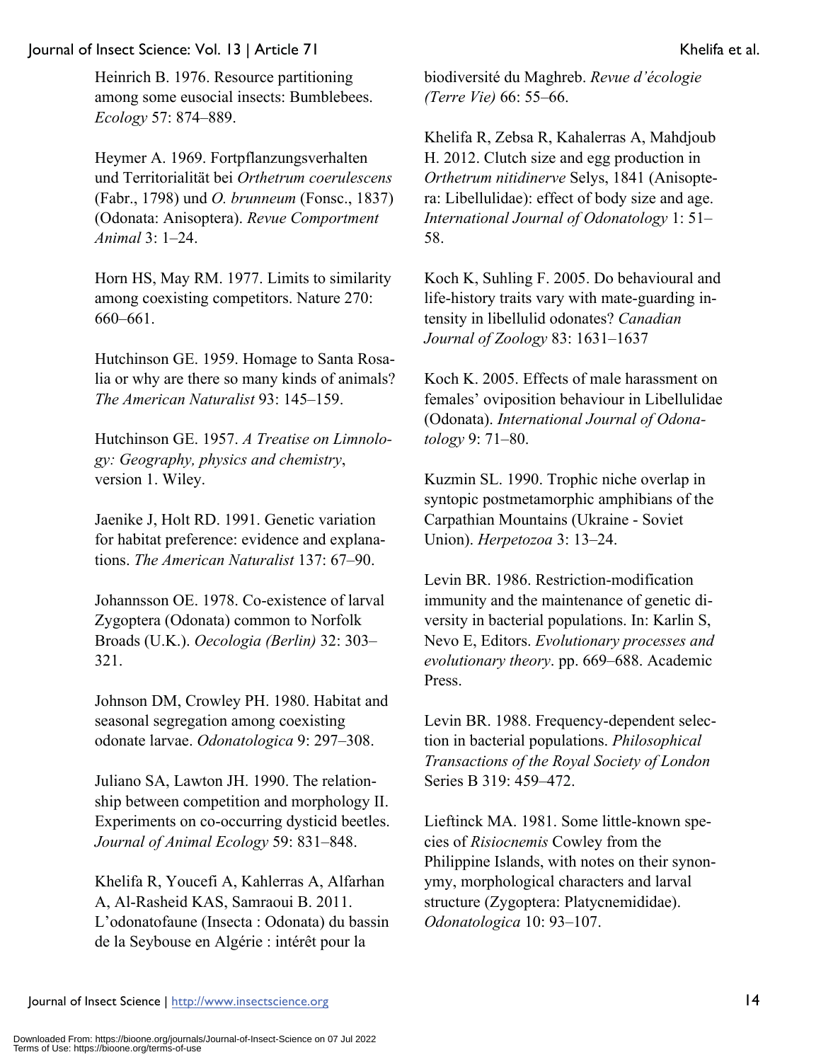Heinrich B. 1976. Resource partitioning among some eusocial insects: Bumblebees. *Ecology* 57: 874–889.

Heymer A. 1969. Fortpflanzungsverhalten und Territorialität bei *Orthetrum coerulescens* (Fabr., 1798) und *O. brunneum* (Fonsc., 1837) (Odonata: Anisoptera). *Revue Comportment Animal* 3: 1–24.

Horn HS, May RM. 1977. Limits to similarity among coexisting competitors. Nature 270: 660–661.

Hutchinson GE. 1959. Homage to Santa Rosalia or why are there so many kinds of animals? *The American Naturalist* 93: 145–159.

Hutchinson GE. 1957. *A Treatise on Limnology: Geography, physics and chemistry*, version 1. Wiley.

Jaenike J, Holt RD. 1991. Genetic variation for habitat preference: evidence and explanations. *The American Naturalist* 137: 67–90.

Johannsson OE. 1978. Co-existence of larval Zygoptera (Odonata) common to Norfolk Broads (U.K.). *Oecologia (Berlin)* 32: 303–321.

Johnson DM, Crowley PH. 1980. Habitat and seasonal segregation among coexisting odonate larvae. *Odonatologica* 9: 297–308.

Juliano SA, Lawton JH. 1990. The relationship between competition and morphology II. Experiments on co-occurring dysticid beetles. *Journal of Animal Ecology* 59: 831–848.

Khelifa R, Youcefi A, Kahlerras A, Alfarhan A, Al-Rasheid KAS, Samraoui B. 2011. L'odonatofaune (Insecta : Odonata) du bassin de la Seybouse en Algérie : intérêt pour la biodiversité du Maghreb. *Revue d'écologie (Terre Vie)* 66: 55–66.

Khelifa R, Zebsa R, Kahalerras A, Mahdjoub H. 2012. Clutch size and egg production in *Orthetrum nitidinerve* Selys, 1841 (Anisoptera: Libellulidae): effect of body size and age. *International Journal of Odonatology* 1: 51–58.

Koch K, Suhling F. 2005. Do behavioural and life-history traits vary with mate-guarding intensity in libellulid odonates? *Canadian Journal of Zoology* 83: 1631–1637

Koch K. 2005. Effects of male harassment on females' oviposition behaviour in Libellulidae (Odonata). *International Journal of Odonatology* 9: 71–80.

Kuzmin SL. 1990. Trophic niche overlap in syntopic postmetamorphic amphibians of the Carpathian Mountains (Ukraine - Soviet Union). *Herpetozoa* 3: 13–24.

Levin BR. 1986. Restriction-modification immunity and the maintenance of genetic diversity in bacterial populations. In: Karlin S, Nevo E, Editors. *Evolutionary processes and evolutionary theory*. pp. 669–688. Academic Press.

Levin BR. 1988. Frequency-dependent selection in bacterial populations. *Philosophical Transactions of the Royal Society of London* Series B 319: 459–472.

Lieftinck MA. 1981. Some little-known species of *Risiocnemis* Cowley from the Philippine Islands, with notes on their synonymy, morphological characters and larval structure (Zygoptera: Platycnemididae). *Odonatologica* 10: 93–107.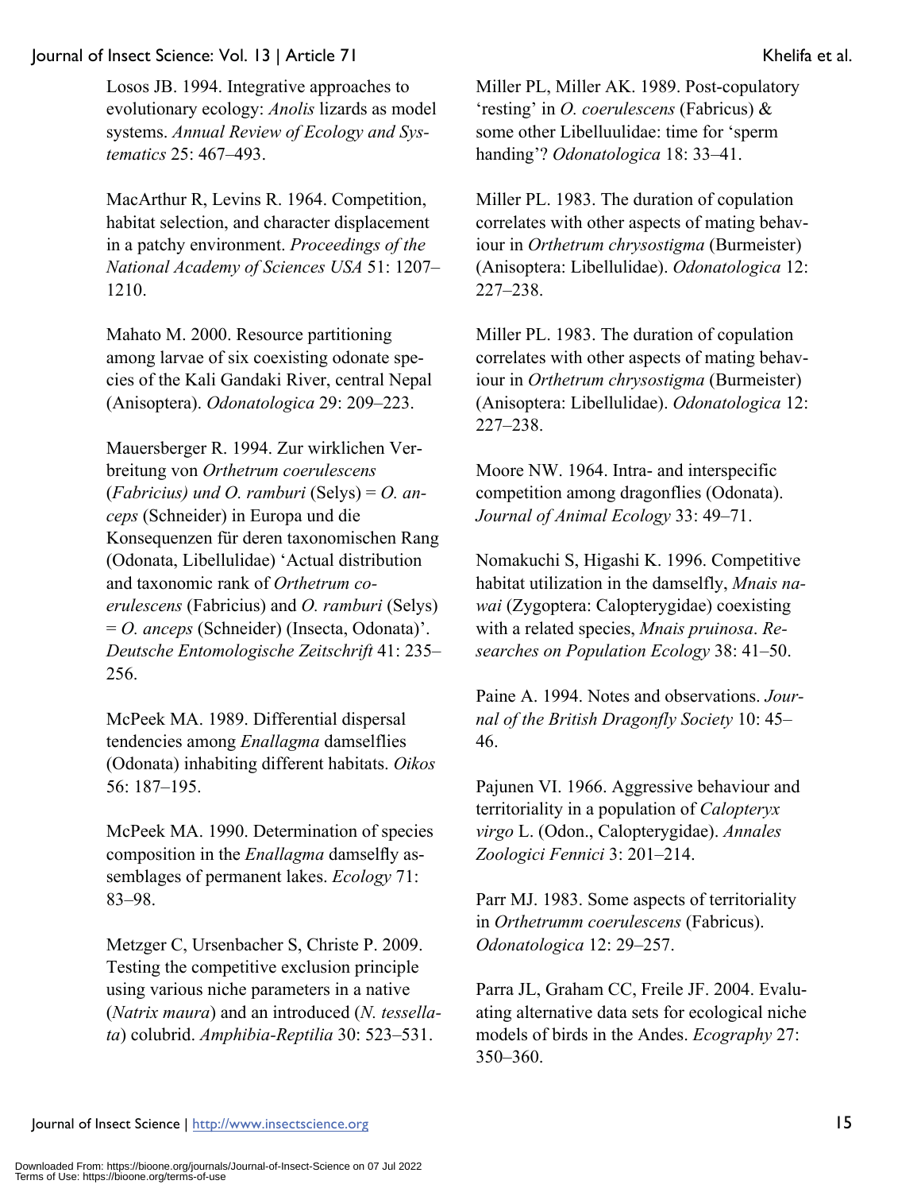Losos JB. 1994. Integrative approaches to evolutionary ecology: *Anolis* lizards as model systems. *Annual Review of Ecology and Systematics* 25: 467–493.

MacArthur R, Levins R. 1964. Competition, habitat selection, and character displacement in a patchy environment. *Proceedings of the National Academy of Sciences USA* 51: 1207–1210.

Mahato M. 2000. Resource partitioning among larvae of six coexisting odonate species of the Kali Gandaki River, central Nepal (Anisoptera). *Odonatologica* 29: 209–223.

Mauersberger R. 1994. Zur wirklichen Verbreitung von *Orthetrum coerulescens* (*Fabricius) und O. ramburi* (Selys) = *O. anceps* (Schneider) in Europa und die Konsequenzen für deren taxonomischen Rang (Odonata, Libellulidae) 'Actual distribution and taxonomic rank of *Orthetrum coerulescens* (Fabricius) and *O. ramburi* (Selys) = *O. anceps* (Schneider) (Insecta, Odonata)'. *Deutsche Entomologische Zeitschrift* 41: 235–256.

McPeek MA. 1989. Differential dispersal tendencies among *Enallagma* damselflies (Odonata) inhabiting different habitats. *Oikos* 56: 187–195.

McPeek MA. 1990. Determination of species composition in the *Enallagma* damselfly assemblages of permanent lakes. *Ecology* 71: 83–98.

Metzger C, Ursenbacher S, Christe P. 2009. Testing the competitive exclusion principle using various niche parameters in a native (*Natrix maura*) and an introduced (*N. tessellata*) colubrid. *Amphibia-Reptilia* 30: 523–531.

Miller PL, Miller AK. 1989. Post-copulatory 'resting' in *O. coerulescens* (Fabricus) & some other Libelluulidae: time for 'sperm handing'? *Odonatologica* 18: 33–41.

Miller PL. 1983. The duration of copulation correlates with other aspects of mating behaviour in *Orthetrum chrysostigma* (Burmeister) (Anisoptera: Libellulidae). *Odonatologica* 12: 227–238.

Miller PL. 1983. The duration of copulation correlates with other aspects of mating behaviour in *Orthetrum chrysostigma* (Burmeister) (Anisoptera: Libellulidae). *Odonatologica* 12: 227–238.

Moore NW. 1964. Intra- and interspecific competition among dragonflies (Odonata). *Journal of Animal Ecology* 33: 49–71.

Nomakuchi S, Higashi K. 1996. Competitive habitat utilization in the damselfly, *Mnais nawai* (Zygoptera: Calopterygidae) coexisting with a related species, *Mnais pruinosa*. *Researches on Population Ecology* 38: 41–50.

Paine A. 1994. Notes and observations. *Journal of the British Dragonfly Society* 10: 45–46.

Pajunen VI. 1966. Aggressive behaviour and territoriality in a population of *Calopteryx virgo* L. (Odon., Calopterygidae). *Annales Zoologici Fennici* 3: 201–214.

Parr MJ. 1983. Some aspects of territoriality in *Orthetrumm coerulescens* (Fabricus). *Odonatologica* 12: 29–257.

Parra JL, Graham CC, Freile JF. 2004. Evaluating alternative data sets for ecological niche models of birds in the Andes. *Ecography* 27: 350–360.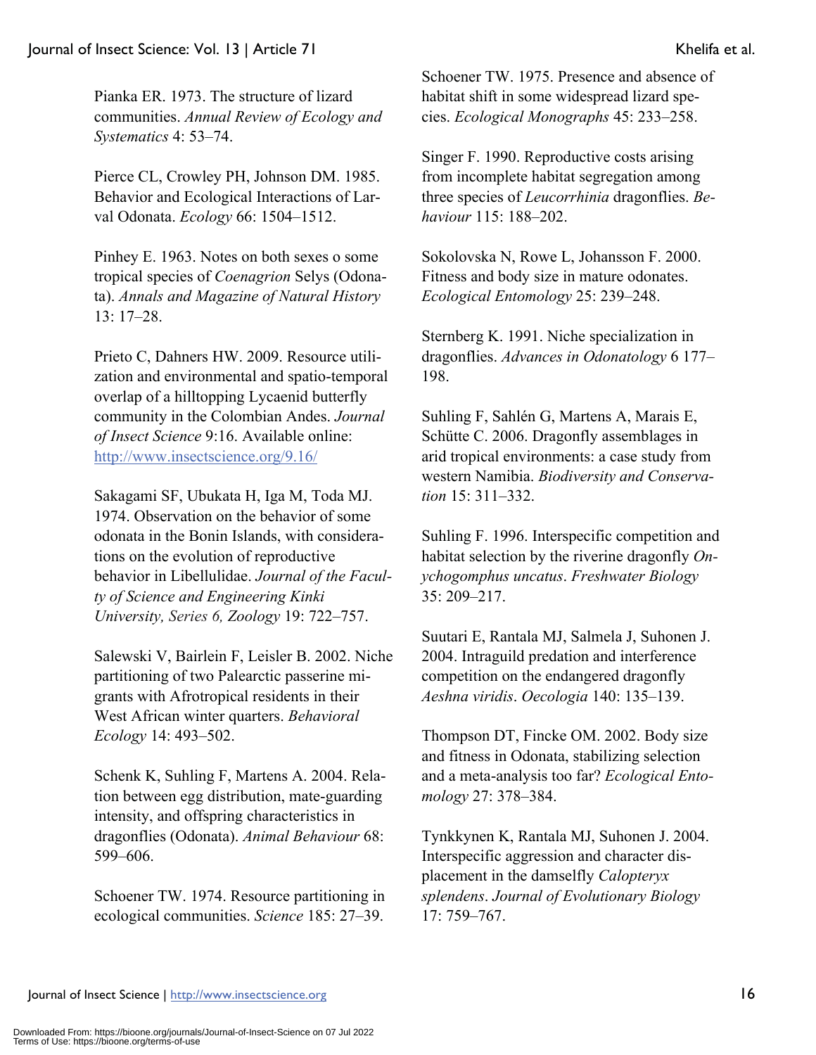Pianka ER. 1973. The structure of lizard communities. *Annual Review of Ecology and Systematics* 4: 53–74.

Pierce CL, Crowley PH, Johnson DM. 1985. Behavior and Ecological Interactions of Larval Odonata. *Ecology* 66: 1504–1512.

Pinhey E. 1963. Notes on both sexes o some tropical species of *Coenagrion* Selys (Odonata). *Annals and Magazine of Natural History* 13: 17–28.

Prieto C, Dahners HW. 2009. Resource utilization and environmental and spatio-temporal overlap of a hilltopping Lycaenid butterfly community in the Colombian Andes. *Journal of Insect Science* 9:16. Available online: http://www.insectscience.org/9.16/

Sakagami SF, Ubukata H, Iga M, Toda MJ. 1974. Observation on the behavior of some odonata in the Bonin Islands, with considerations on the evolution of reproductive behavior in Libellulidae. *Journal of the Faculty of Science and Engineering Kinki University, Series 6, Zoology* 19: 722–757.

Salewski V, Bairlein F, Leisler B. 2002. Niche partitioning of two Palearctic passerine migrants with Afrotropical residents in their West African winter quarters. *Behavioral Ecology* 14: 493–502.

Schenk K, Suhling F, Martens A. 2004. Relation between egg distribution, mate-guarding intensity, and offspring characteristics in dragonflies (Odonata). *Animal Behaviour* 68: 599–606.

Schoener TW. 1974. Resource partitioning in ecological communities. *Science* 185: 27–39.

Schoener TW. 1975. Presence and absence of habitat shift in some widespread lizard species. *Ecological Monographs* 45: 233–258.

Singer F. 1990. Reproductive costs arising from incomplete habitat segregation among three species of *Leucorrhinia* dragonflies. *Behaviour* 115: 188–202.

Sokolovska N, Rowe L, Johansson F. 2000. Fitness and body size in mature odonates. *Ecological Entomology* 25: 239–248.

Sternberg K. 1991. Niche specialization in dragonflies. *Advances in Odonatology* 6 177–198.

Suhling F, Sahlén G, Martens A, Marais E, Schütte C. 2006. Dragonfly assemblages in arid tropical environments: a case study from western Namibia. *Biodiversity and Conservation* 15: 311–332.

Suhling F. 1996. Interspecific competition and habitat selection by the riverine dragonfly *Onychogomphus uncatus*. *Freshwater Biology* 35: 209–217.

Suutari E, Rantala MJ, Salmela J, Suhonen J. 2004. Intraguild predation and interference competition on the endangered dragonfly *Aeshna viridis*. *Oecologia* 140: 135–139.

Thompson DT, Fincke OM. 2002. Body size and fitness in Odonata, stabilizing selection and a meta-analysis too far? *Ecological Entomology* 27: 378–384.

Tynkkynen K, Rantala MJ, Suhonen J. 2004. Interspecific aggression and character displacement in the damselfly *Calopteryx splendens*. *Journal of Evolutionary Biology* 17: 759–767.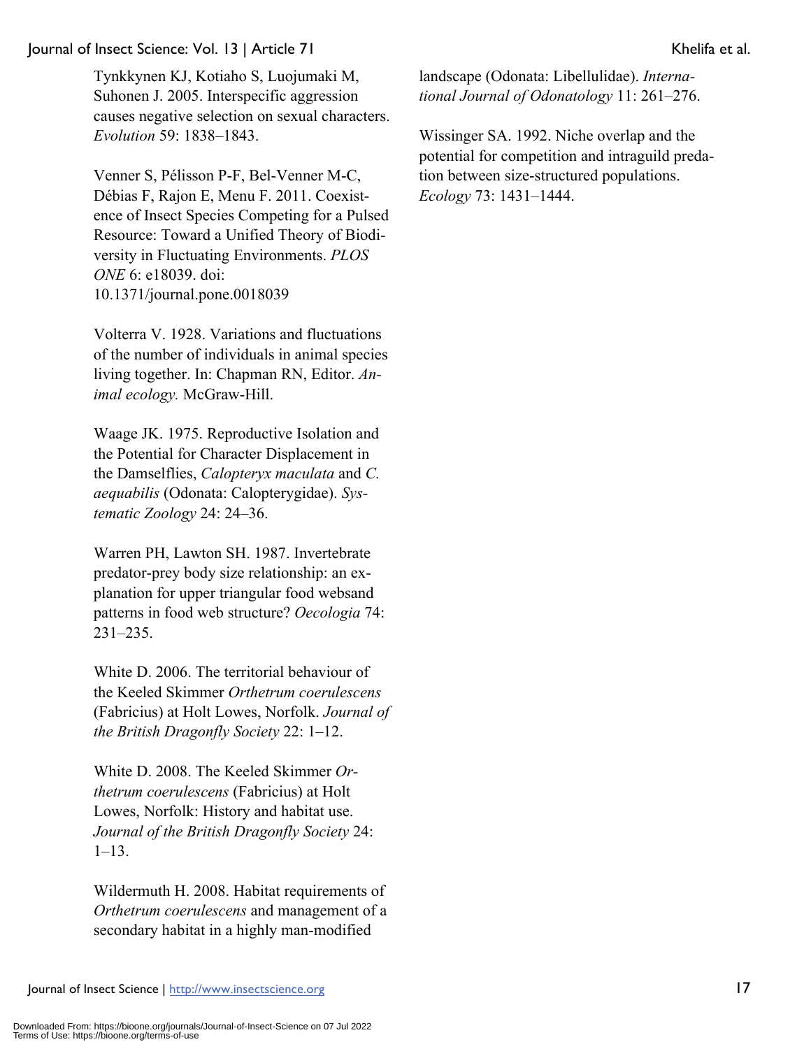Tynkkynen KJ, Kotiaho S, Luojumaki M, Suhonen J. 2005. Interspecific aggression causes negative selection on sexual characters. *Evolution* 59: 1838–1843.

Venner S, Pélisson P-F, Bel-Venner M-C, Débias F, Rajon E, Menu F. 2011. Coexistence of Insect Species Competing for a Pulsed Resource: Toward a Unified Theory of Biodiversity in Fluctuating Environments. *PLOS ONE* 6: e18039. doi: 10.1371/journal.pone.0018039

Volterra V. 1928. Variations and fluctuations of the number of individuals in animal species living together. In: Chapman RN, Editor. *Animal ecology.* McGraw-Hill.

Waage JK. 1975. Reproductive Isolation and the Potential for Character Displacement in the Damselflies, *Calopteryx maculata* and *C. aequabilis* (Odonata: Calopterygidae). *Systematic Zoology* 24: 24–36.

Warren PH, Lawton SH. 1987. Invertebrate predator-prey body size relationship: an explanation for upper triangular food websand patterns in food web structure? *Oecologia* 74: 231–235.

White D. 2006. The territorial behaviour of the Keeled Skimmer *Orthetrum coerulescens* (Fabricius) at Holt Lowes, Norfolk. *Journal of the British Dragonfly Society* 22: 1–12.

White D. 2008. The Keeled Skimmer *Orthetrum coerulescens* (Fabricius) at Holt Lowes, Norfolk: History and habitat use. *Journal of the British Dragonfly Society* 24: 1–13.

Wildermuth H. 2008. Habitat requirements of *Orthetrum coerulescens* and management of a secondary habitat in a highly man-modified landscape (Odonata: Libellulidae). *International Journal of Odonatology* 11: 261–276.

Wissinger SA. 1992. Niche overlap and the potential for competition and intraguild predation between size-structured populations. *Ecology* 73: 1431–1444.